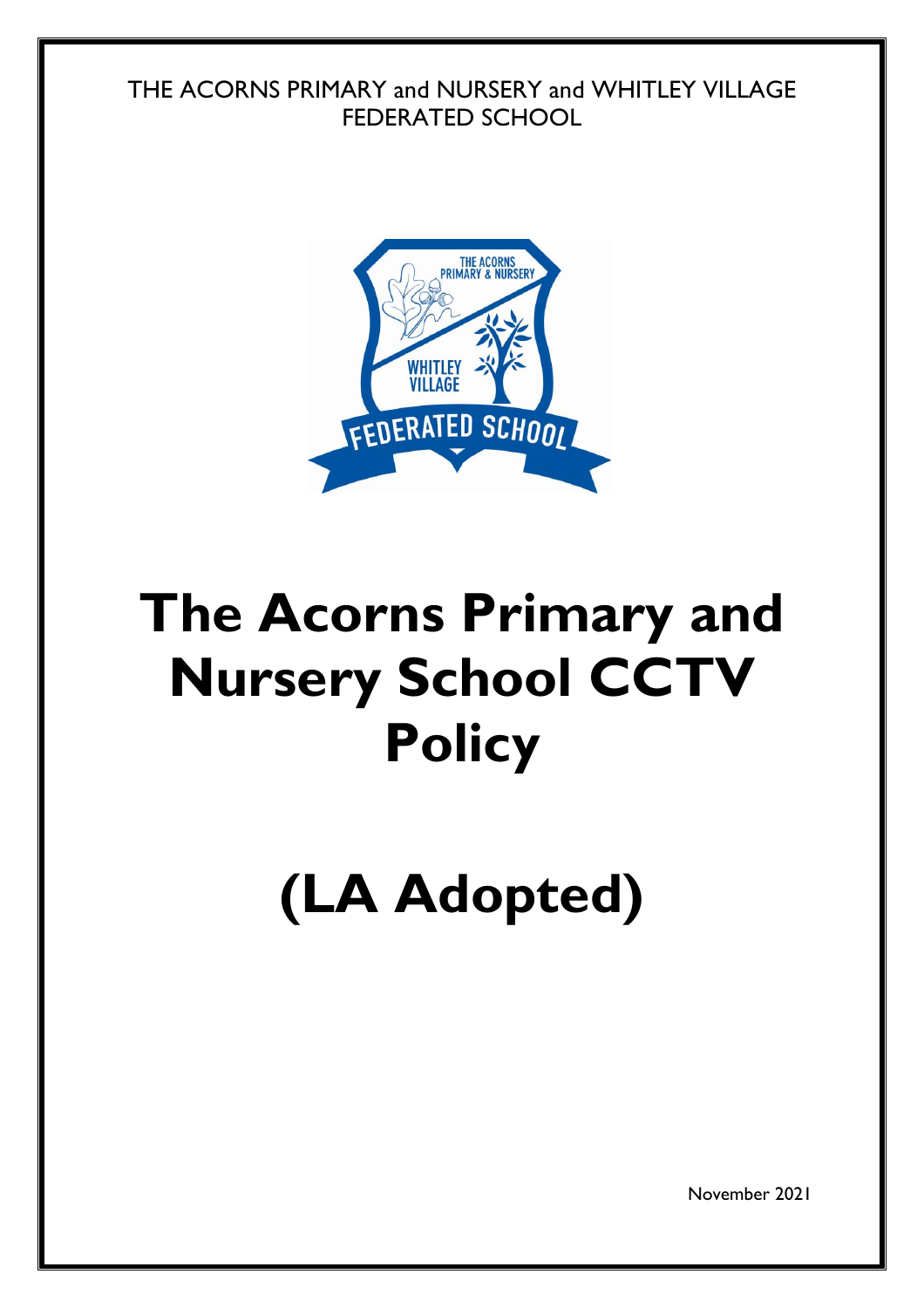THE ACORNS PRIMARY and NURSERY and WHITLEY VILLAGE FEDERATED SCHOOL

# The Acorns Primary and Nursery School CCTV Policy

# (LA Adopted)

November 2021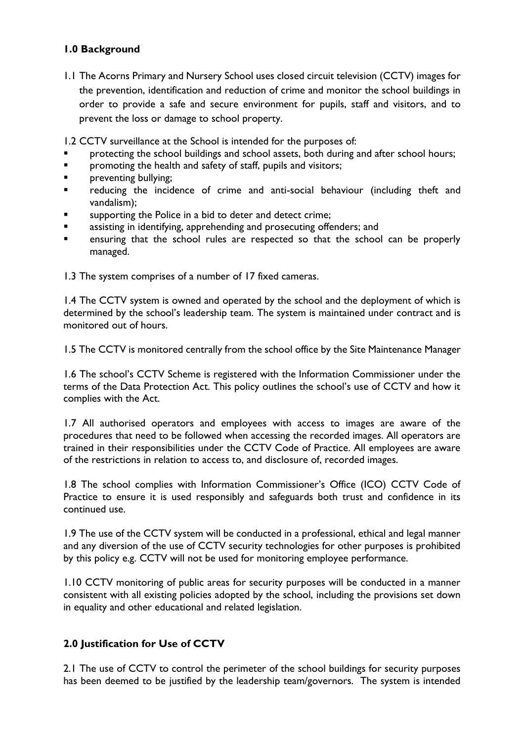## 1.0 Background

1.1 The Acorns Primary and Nursery School uses closed circuit television (CCTV) images for the prevention, identification and reduction of crime and monitor the school buildings in order to provide a safe and secure environment for pupils, staff and visitors, and to prevent the loss or damage to school property.

1.2 CCTV surveillance at the School is intended for the purposes of:

- protecting the school buildings and school assets, both during and after school hours;
- promoting the health and safety of staff, pupils and visitors;
- preventing bullying;
- reducing the incidence of crime and anti-social behaviour (including theft and vandalism);
- supporting the Police in a bid to deter and detect crime;
- assisting in identifying, apprehending and prosecuting offenders; and
- ensuring that the school rules are respected so that the school can be properly managed.

1.3 The system comprises of a number of 17 fixed cameras.

1.4 The CCTV system is owned and operated by the school and the deployment of which is determined by the school's leadership team. The system is maintained under contract and is monitored out of hours.

1.5 The CCTV is monitored centrally from the school office by the Site Maintenance Manager

1.6 The school's CCTV Scheme is registered with the Information Commissioner under the terms of the Data Protection Act. This policy outlines the school's use of CCTV and how it complies with the Act.

1.7 All authorised operators and employees with access to images are aware of the procedures that need to be followed when accessing the recorded images. All operators are trained in their responsibilities under the CCTV Code of Practice. All employees are aware of the restrictions in relation to access to, and disclosure of, recorded images.

1.8 The school complies with Information Commissioner's Office (ICO) CCTV Code of Practice to ensure it is used responsibly and safeguards both trust and confidence in its continued use.

1.9 The use of the CCTV system will be conducted in a professional, ethical and legal manner and any diversion of the use of CCTV security technologies for other purposes is prohibited by this policy e.g. CCTV will not be used for monitoring employee performance.

1.10 CCTV monitoring of public areas for security purposes will be conducted in a manner consistent with all existing policies adopted by the school, including the provisions set down in equality and other educational and related legislation.

## 2.0 Justification for Use of CCTV

2.1 The use of CCTV to control the perimeter of the school buildings for security purposes has been deemed to be justified by the leadership team/governors. The system is intended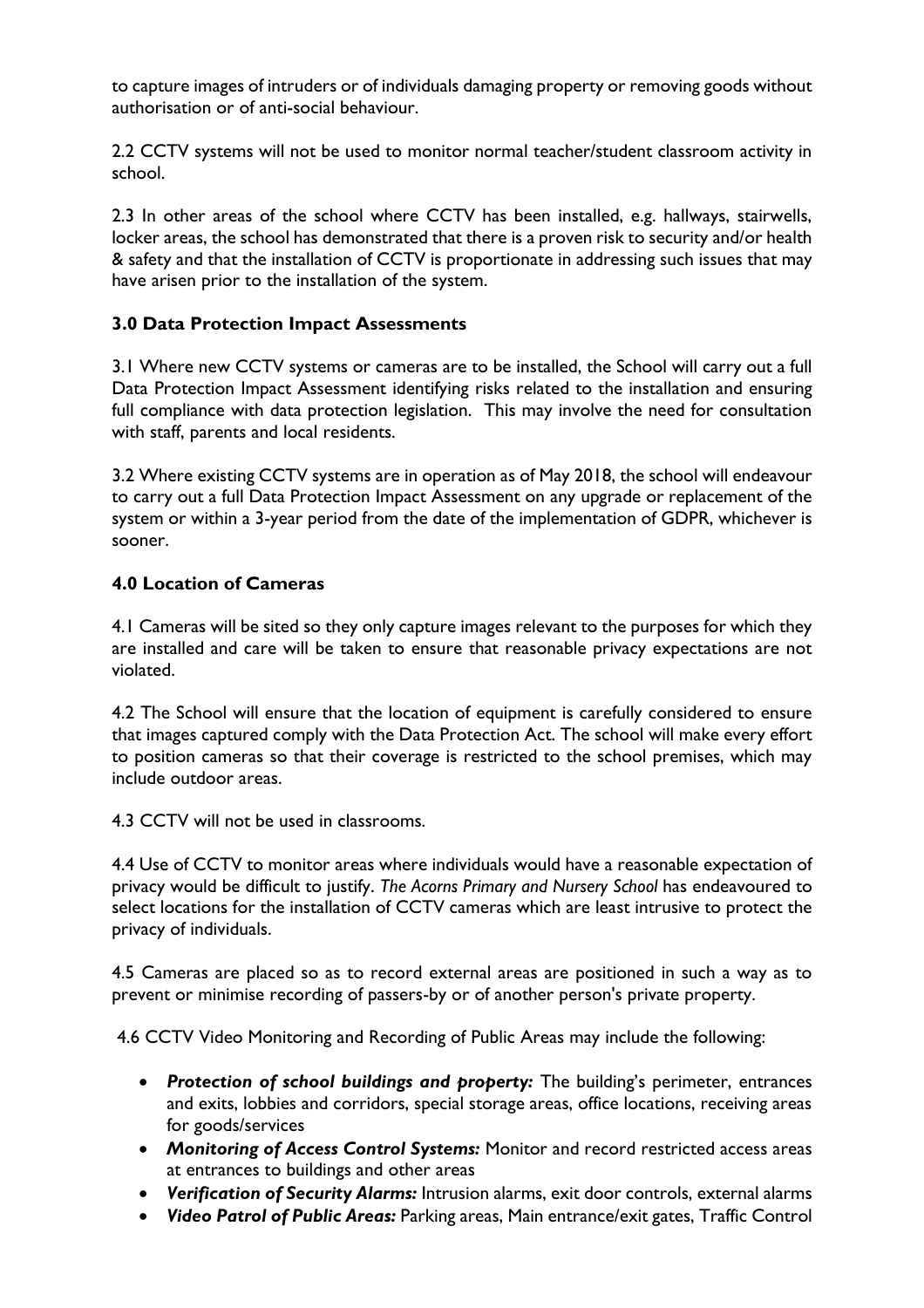to capture images of intruders or of individuals damaging property or removing goods without authorisation or of anti-social behaviour.

2.2 CCTV systems will not be used to monitor normal teacher/student classroom activity in school.

2.3 In other areas of the school where CCTV has been installed, e.g. hallways, stairwells, locker areas, the school has demonstrated that there is a proven risk to security and/or health & safety and that the installation of CCTV is proportionate in addressing such issues that may have arisen prior to the installation of the system.

## 3.0 Data Protection Impact Assessments

3.1 Where new CCTV systems or cameras are to be installed, the School will carry out a full Data Protection Impact Assessment identifying risks related to the installation and ensuring full compliance with data protection legislation. This may involve the need for consultation with staff, parents and local residents.

3.2 Where existing CCTV systems are in operation as of May 2018, the school will endeavour to carry out a full Data Protection Impact Assessment on any upgrade or replacement of the system or within a 3-year period from the date of the implementation of GDPR, whichever is sooner.

## 4.0 Location of Cameras

4.1 Cameras will be sited so they only capture images relevant to the purposes for which they are installed and care will be taken to ensure that reasonable privacy expectations are not violated.

4.2 The School will ensure that the location of equipment is carefully considered to ensure that images captured comply with the Data Protection Act. The school will make every effort to position cameras so that their coverage is restricted to the school premises, which may include outdoor areas.

4.3 CCTV will not be used in classrooms.

4.4 Use of CCTV to monitor areas where individuals would have a reasonable expectation of privacy would be difficult to justify. *The Acorns Primary and Nursery School* has endeavoured to select locations for the installation of CCTV cameras which are least intrusive to protect the privacy of individuals.

4.5 Cameras are placed so as to record external areas are positioned in such a way as to prevent or minimise recording of passers-by or of another person's private property.

4.6 CCTV Video Monitoring and Recording of Public Areas may include the following:

- ***Protection of school buildings and property:*** The building's perimeter, entrances and exits, lobbies and corridors, special storage areas, office locations, receiving areas for goods/services
- ***Monitoring of Access Control Systems:*** Monitor and record restricted access areas at entrances to buildings and other areas
- ***Verification of Security Alarms:*** Intrusion alarms, exit door controls, external alarms
- ***Video Patrol of Public Areas:*** Parking areas, Main entrance/exit gates, Traffic Control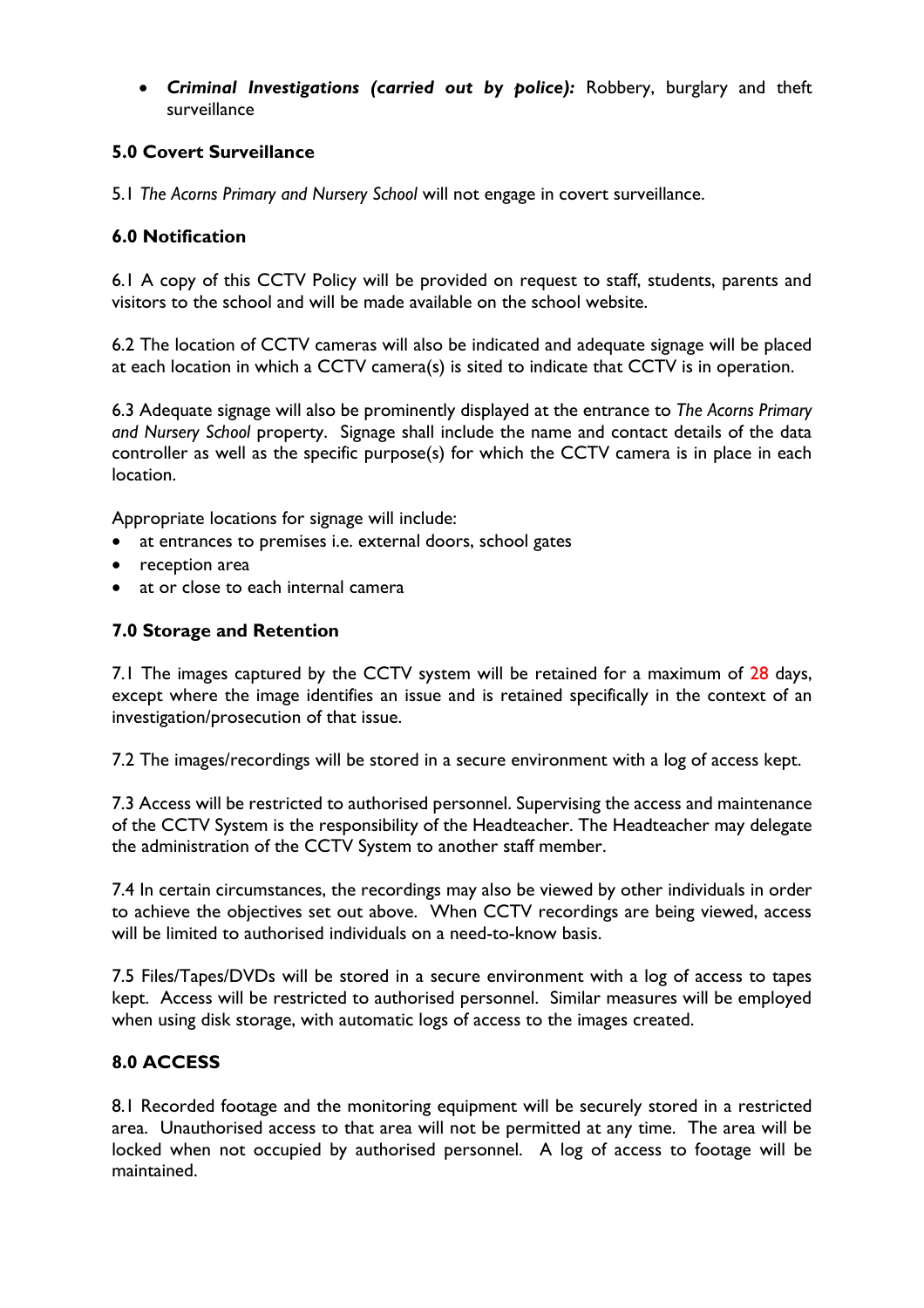- ***Criminal Investigations (carried out by police):*** Robbery, burglary and theft surveillance

## 5.0 Covert Surveillance

5.1 *The Acorns Primary and Nursery School* will not engage in covert surveillance.

## 6.0 Notification

6.1 A copy of this CCTV Policy will be provided on request to staff, students, parents and visitors to the school and will be made available on the school website.

6.2 The location of CCTV cameras will also be indicated and adequate signage will be placed at each location in which a CCTV camera(s) is sited to indicate that CCTV is in operation.

6.3 Adequate signage will also be prominently displayed at the entrance to *The Acorns Primary and Nursery School* property. Signage shall include the name and contact details of the data controller as well as the specific purpose(s) for which the CCTV camera is in place in each location.

Appropriate locations for signage will include:

- at entrances to premises i.e. external doors, school gates
- reception area
- at or close to each internal camera

## 7.0 Storage and Retention

7.1 The images captured by the CCTV system will be retained for a maximum of 28 days, except where the image identifies an issue and is retained specifically in the context of an investigation/prosecution of that issue.

7.2 The images/recordings will be stored in a secure environment with a log of access kept.

7.3 Access will be restricted to authorised personnel. Supervising the access and maintenance of the CCTV System is the responsibility of the Headteacher. The Headteacher may delegate the administration of the CCTV System to another staff member.

7.4 In certain circumstances, the recordings may also be viewed by other individuals in order to achieve the objectives set out above. When CCTV recordings are being viewed, access will be limited to authorised individuals on a need-to-know basis.

7.5 Files/Tapes/DVDs will be stored in a secure environment with a log of access to tapes kept. Access will be restricted to authorised personnel. Similar measures will be employed when using disk storage, with automatic logs of access to the images created.

## 8.0 ACCESS

8.1 Recorded footage and the monitoring equipment will be securely stored in a restricted area. Unauthorised access to that area will not be permitted at any time. The area will be locked when not occupied by authorised personnel. A log of access to footage will be maintained.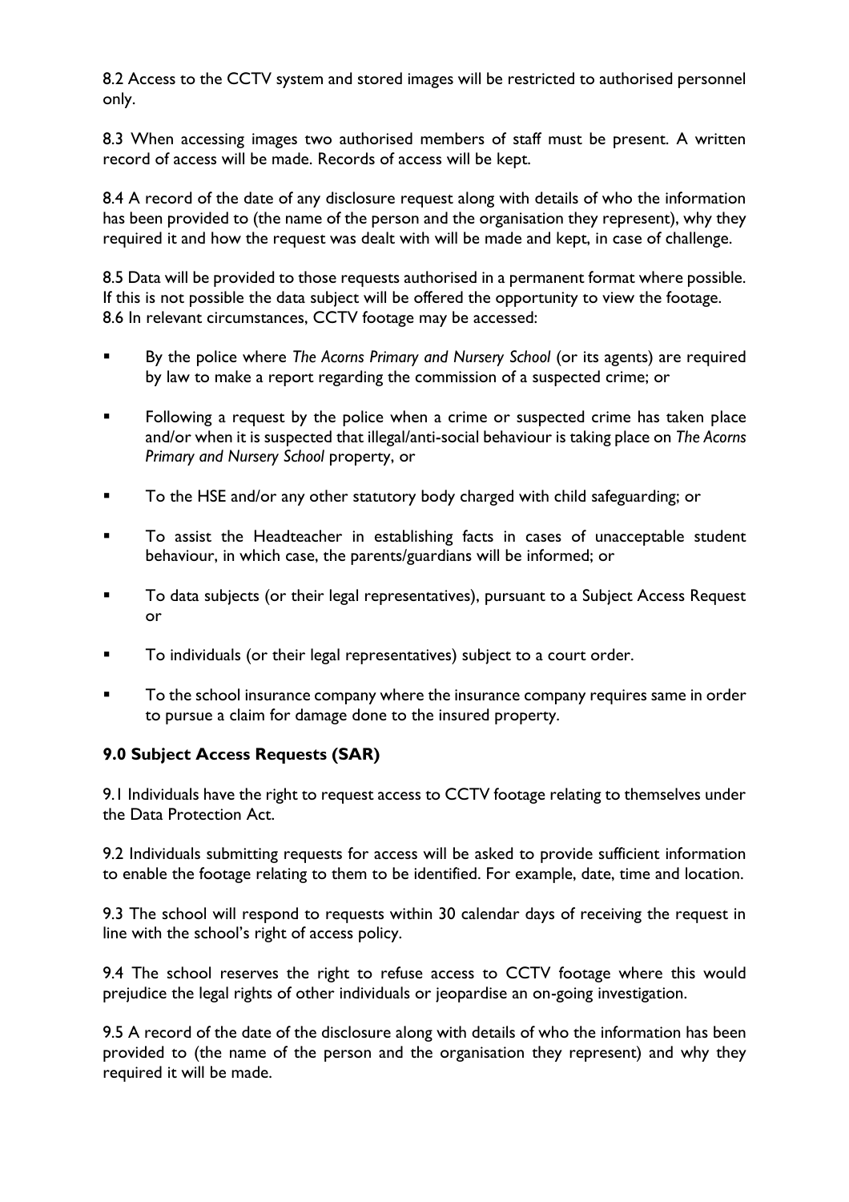8.2 Access to the CCTV system and stored images will be restricted to authorised personnel only.

8.3 When accessing images two authorised members of staff must be present. A written record of access will be made. Records of access will be kept.

8.4 A record of the date of any disclosure request along with details of who the information has been provided to (the name of the person and the organisation they represent), why they required it and how the request was dealt with will be made and kept, in case of challenge.

8.5 Data will be provided to those requests authorised in a permanent format where possible. If this is not possible the data subject will be offered the opportunity to view the footage.
8.6 In relevant circumstances, CCTV footage may be accessed:

- By the police where *The Acorns Primary and Nursery School* (or its agents) are required by law to make a report regarding the commission of a suspected crime; or
- Following a request by the police when a crime or suspected crime has taken place and/or when it is suspected that illegal/anti-social behaviour is taking place on *The Acorns Primary and Nursery School* property, or
- To the HSE and/or any other statutory body charged with child safeguarding; or
- To assist the Headteacher in establishing facts in cases of unacceptable student behaviour, in which case, the parents/guardians will be informed; or
- To data subjects (or their legal representatives), pursuant to a Subject Access Request or
- To individuals (or their legal representatives) subject to a court order.
- To the school insurance company where the insurance company requires same in order to pursue a claim for damage done to the insured property.

## 9.0 Subject Access Requests (SAR)

9.1 Individuals have the right to request access to CCTV footage relating to themselves under the Data Protection Act.

9.2 Individuals submitting requests for access will be asked to provide sufficient information to enable the footage relating to them to be identified. For example, date, time and location.

9.3 The school will respond to requests within 30 calendar days of receiving the request in line with the school's right of access policy.

9.4 The school reserves the right to refuse access to CCTV footage where this would prejudice the legal rights of other individuals or jeopardise an on-going investigation.

9.5 A record of the date of the disclosure along with details of who the information has been provided to (the name of the person and the organisation they represent) and why they required it will be made.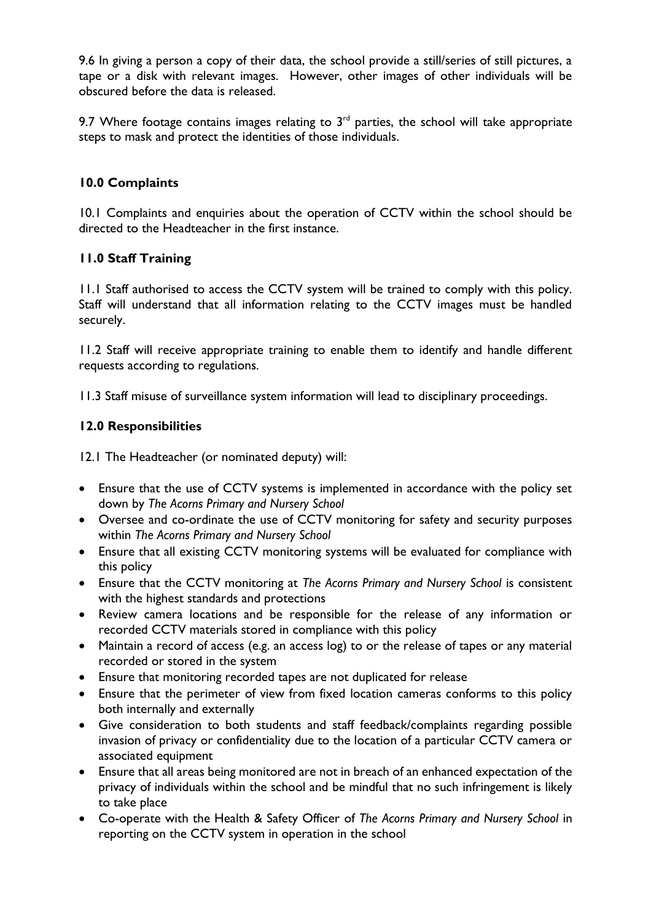9.6 In giving a person a copy of their data, the school provide a still/series of still pictures, a tape or a disk with relevant images. However, other images of other individuals will be obscured before the data is released.

9.7 Where footage contains images relating to 3rd parties, the school will take appropriate steps to mask and protect the identities of those individuals.

## 10.0 Complaints

10.1 Complaints and enquiries about the operation of CCTV within the school should be directed to the Headteacher in the first instance.

## 11.0 Staff Training

11.1 Staff authorised to access the CCTV system will be trained to comply with this policy. Staff will understand that all information relating to the CCTV images must be handled securely.

11.2 Staff will receive appropriate training to enable them to identify and handle different requests according to regulations.

11.3 Staff misuse of surveillance system information will lead to disciplinary proceedings.

## 12.0 Responsibilities

12.1 The Headteacher (or nominated deputy) will:

- Ensure that the use of CCTV systems is implemented in accordance with the policy set down by *The Acorns Primary and Nursery School*
- Oversee and co-ordinate the use of CCTV monitoring for safety and security purposes within *The Acorns Primary and Nursery School*
- Ensure that all existing CCTV monitoring systems will be evaluated for compliance with this policy
- Ensure that the CCTV monitoring at *The Acorns Primary and Nursery School* is consistent with the highest standards and protections
- Review camera locations and be responsible for the release of any information or recorded CCTV materials stored in compliance with this policy
- Maintain a record of access (e.g. an access log) to or the release of tapes or any material recorded or stored in the system
- Ensure that monitoring recorded tapes are not duplicated for release
- Ensure that the perimeter of view from fixed location cameras conforms to this policy both internally and externally
- Give consideration to both students and staff feedback/complaints regarding possible invasion of privacy or confidentiality due to the location of a particular CCTV camera or associated equipment
- Ensure that all areas being monitored are not in breach of an enhanced expectation of the privacy of individuals within the school and be mindful that no such infringement is likely to take place
- Co-operate with the Health & Safety Officer of *The Acorns Primary and Nursery School* in reporting on the CCTV system in operation in the school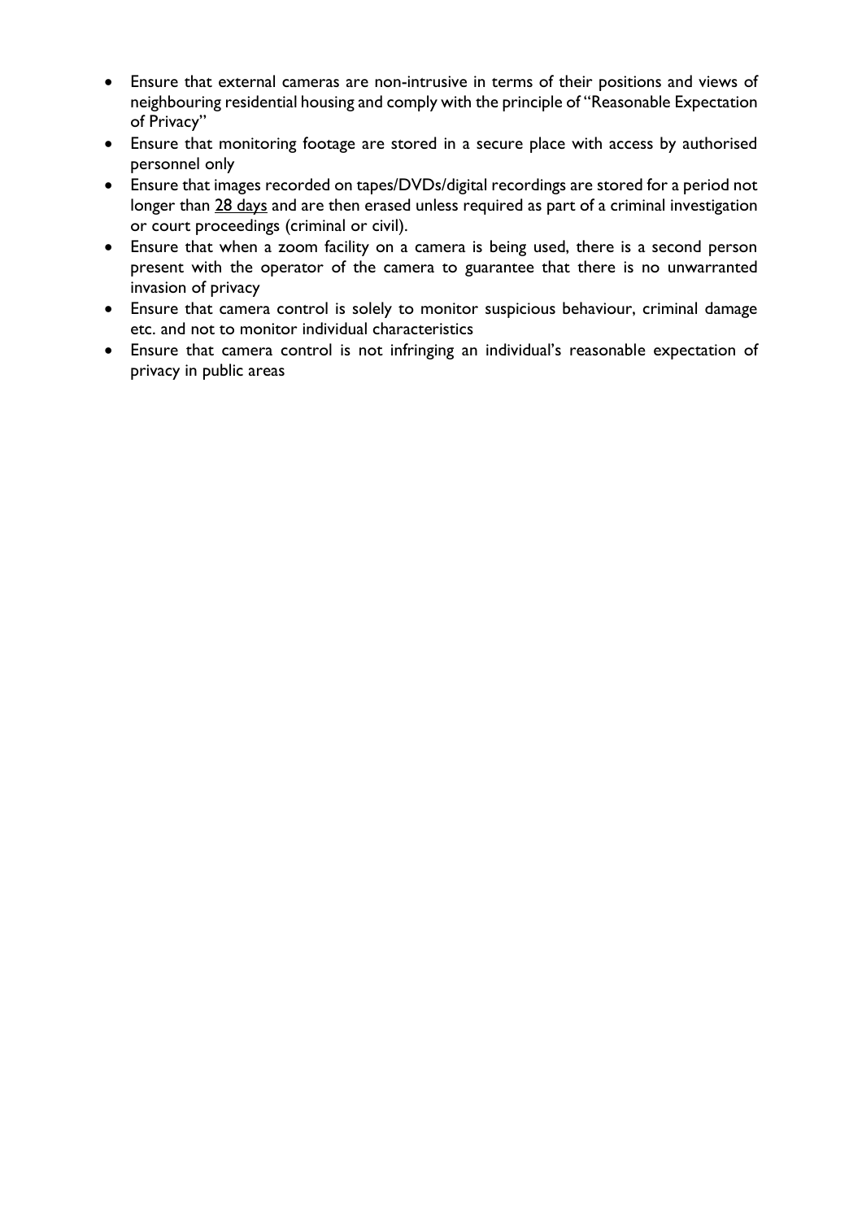- Ensure that external cameras are non-intrusive in terms of their positions and views of neighbouring residential housing and comply with the principle of "Reasonable Expectation of Privacy"
- Ensure that monitoring footage are stored in a secure place with access by authorised personnel only
- Ensure that images recorded on tapes/DVDs/digital recordings are stored for a period not longer than <u>28 days</u> and are then erased unless required as part of a criminal investigation or court proceedings (criminal or civil).
- Ensure that when a zoom facility on a camera is being used, there is a second person present with the operator of the camera to guarantee that there is no unwarranted invasion of privacy
- Ensure that camera control is solely to monitor suspicious behaviour, criminal damage etc. and not to monitor individual characteristics
- Ensure that camera control is not infringing an individual's reasonable expectation of privacy in public areas